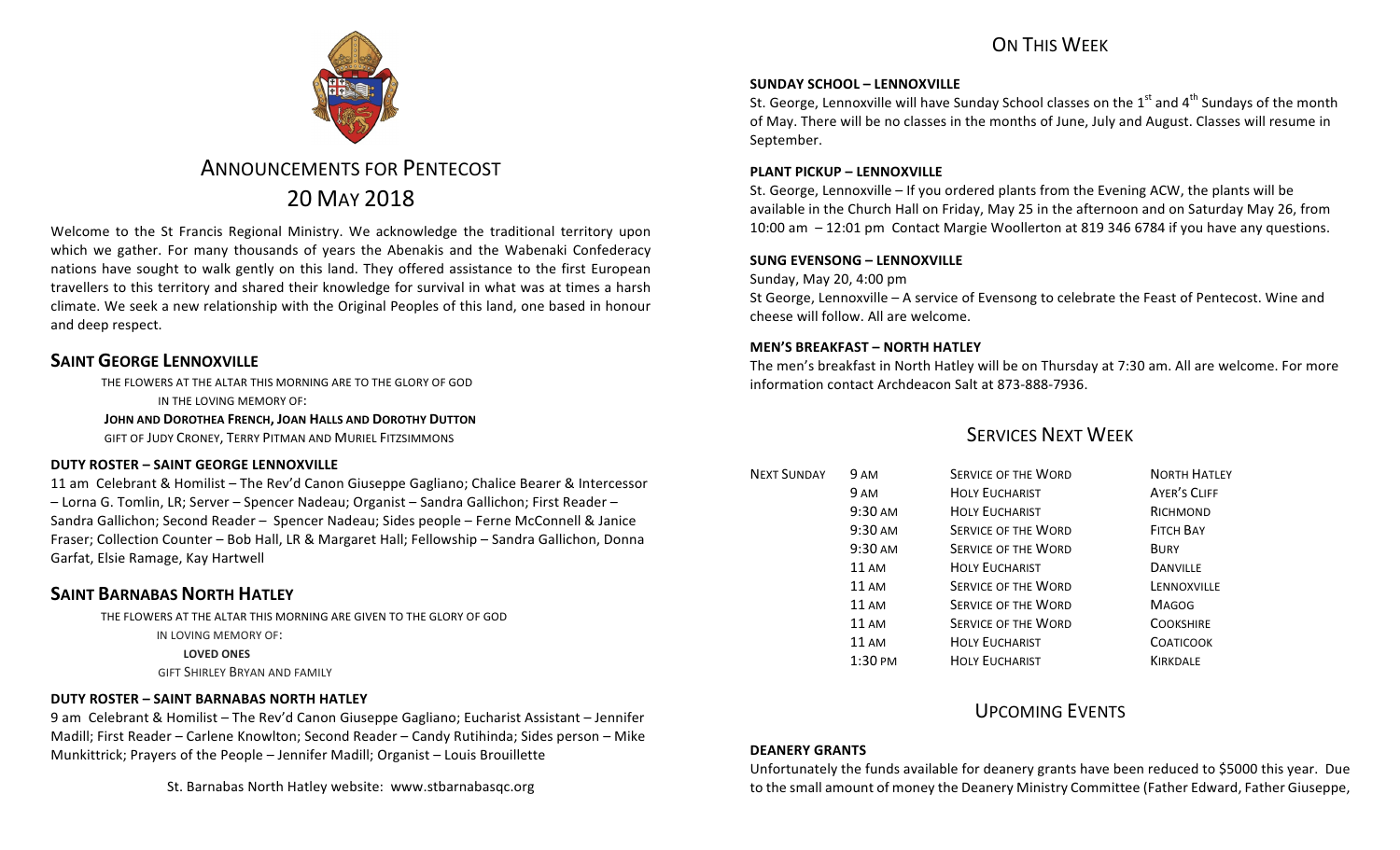# ANNOUNCEMENTS FOR PENTECOST
# 20 MAY 2018

Welcome to the St Francis Regional Ministry. We acknowledge the traditional territory upon which we gather. For many thousands of years the Abenakis and the Wabenaki Confederacy nations have sought to walk gently on this land. They offered assistance to the first European travellers to this territory and shared their knowledge for survival in what was at times a harsh climate. We seek a new relationship with the Original Peoples of this land, one based in honour and deep respect.

## SAINT GEORGE LENNOXVILLE

THE FLOWERS AT THE ALTAR THIS MORNING ARE TO THE GLORY OF GOD
IN THE LOVING MEMORY OF:
**JOHN AND DOROTHEA FRENCH, JOAN HALLS AND DOROTHY DUTTON**
GIFT OF JUDY CRONEY, TERRY PITMAN AND MURIEL FITZSIMMONS

### DUTY ROSTER – SAINT GEORGE LENNOXVILLE

11 am Celebrant & Homilist – The Rev'd Canon Giuseppe Gagliano; Chalice Bearer & Intercessor – Lorna G. Tomlin, LR; Server – Spencer Nadeau; Organist – Sandra Gallichon; First Reader – Sandra Gallichon; Second Reader – Spencer Nadeau; Sides people – Ferne McConnell & Janice Fraser; Collection Counter – Bob Hall, LR & Margaret Hall; Fellowship – Sandra Gallichon, Donna Garfat, Elsie Ramage, Kay Hartwell

## SAINT BARNABAS NORTH HATLEY

THE FLOWERS AT THE ALTAR THIS MORNING ARE GIVEN TO THE GLORY OF GOD
IN LOVING MEMORY OF:
**LOVED ONES**
GIFT SHIRLEY BRYAN AND FAMILY

### DUTY ROSTER – SAINT BARNABAS NORTH HATLEY

9 am Celebrant & Homilist – The Rev'd Canon Giuseppe Gagliano; Eucharist Assistant – Jennifer Madill; First Reader – Carlene Knowlton; Second Reader – Candy Rutihinda; Sides person – Mike Munkittrick; Prayers of the People – Jennifer Madill; Organist – Louis Brouillette

St. Barnabas North Hatley website: www.stbarnabasqc.org

## ON THIS WEEK

### SUNDAY SCHOOL – LENNOXVILLE

St. George, Lennoxville will have Sunday School classes on the 1st and 4th Sundays of the month of May. There will be no classes in the months of June, July and August. Classes will resume in September.

### PLANT PICKUP – LENNOXVILLE

St. George, Lennoxville – If you ordered plants from the Evening ACW, the plants will be available in the Church Hall on Friday, May 25 in the afternoon and on Saturday May 26, from 10:00 am – 12:01 pm Contact Margie Woollerton at 819 346 6784 if you have any questions.

### SUNG EVENSONG – LENNOXVILLE

Sunday, May 20, 4:00 pm
St George, Lennoxville – A service of Evensong to celebrate the Feast of Pentecost. Wine and cheese will follow. All are welcome.

### MEN'S BREAKFAST – NORTH HATLEY

The men's breakfast in North Hatley will be on Thursday at 7:30 am. All are welcome. For more information contact Archdeacon Salt at 873-888-7936.

## SERVICES NEXT WEEK

| | | | |
|---|---|---|---|
| NEXT SUNDAY | 9 AM | SERVICE OF THE WORD | NORTH HATLEY |
| | 9 AM | HOLY EUCHARIST | AYER'S CLIFF |
| | 9:30 AM | HOLY EUCHARIST | RICHMOND |
| | 9:30 AM | SERVICE OF THE WORD | FITCH BAY |
| | 9:30 AM | SERVICE OF THE WORD | BURY |
| | 11 AM | HOLY EUCHARIST | DANVILLE |
| | 11 AM | SERVICE OF THE WORD | LENNOXVILLE |
| | 11 AM | SERVICE OF THE WORD | MAGOG |
| | 11 AM | SERVICE OF THE WORD | COOKSHIRE |
| | 11 AM | HOLY EUCHARIST | COATICOOK |
| | 1:30 PM | HOLY EUCHARIST | KIRKDALE |

## UPCOMING EVENTS

### DEANERY GRANTS

Unfortunately the funds available for deanery grants have been reduced to $5000 this year. Due to the small amount of money the Deanery Ministry Committee (Father Edward, Father Giuseppe,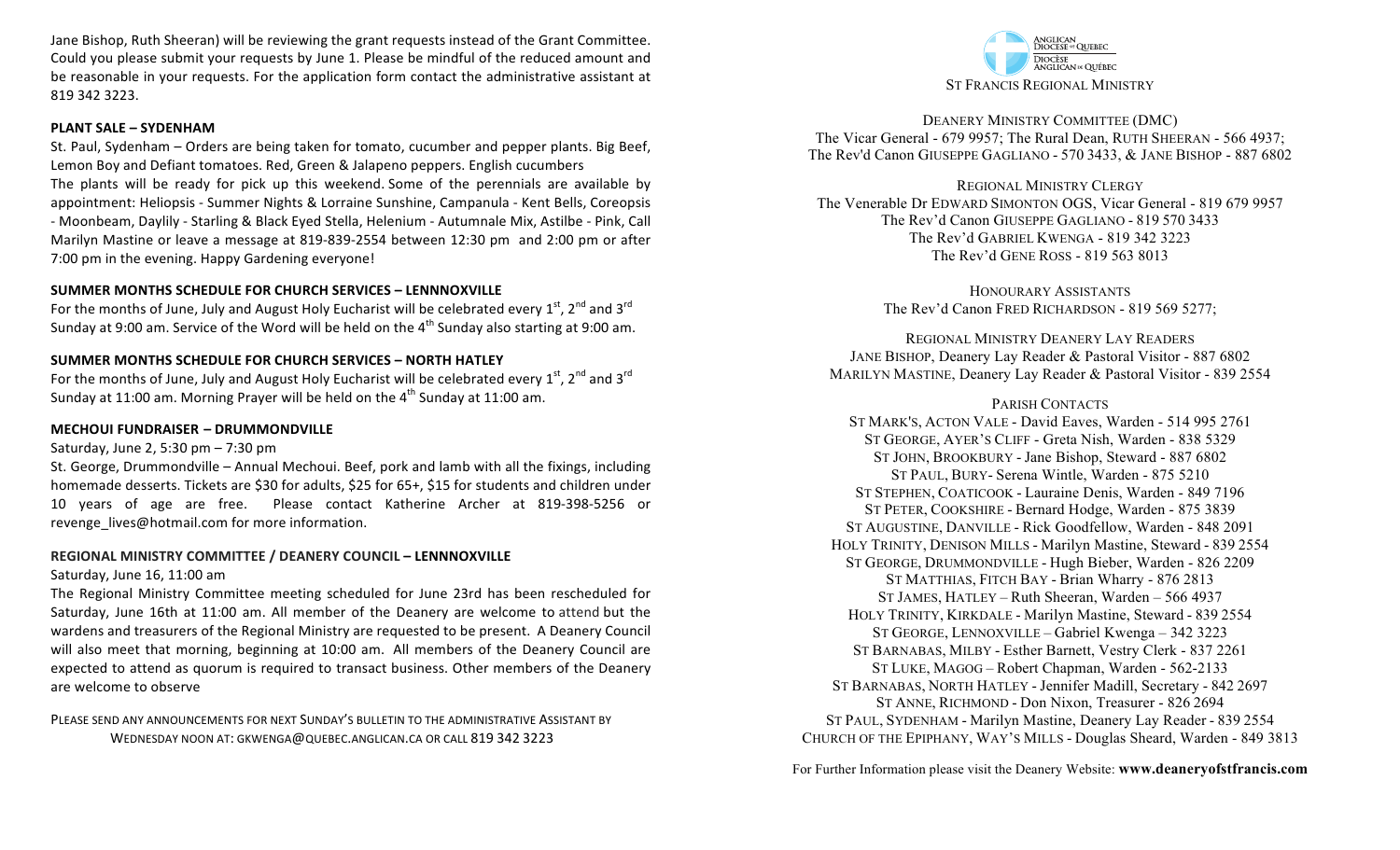Jane Bishop, Ruth Sheeran) will be reviewing the grant requests instead of the Grant Committee. Could you please submit your requests by June 1. Please be mindful of the reduced amount and be reasonable in your requests. For the application form contact the administrative assistant at 819 342 3223.

**PLANT SALE – SYDENHAM**

St. Paul, Sydenham – Orders are being taken for tomato, cucumber and pepper plants. Big Beef, Lemon Boy and Defiant tomatoes. Red, Green & Jalapeno peppers. English cucumbers

The plants will be ready for pick up this weekend. Some of the perennials are available by appointment: Heliopsis - Summer Nights & Lorraine Sunshine, Campanula - Kent Bells, Coreopsis - Moonbeam, Daylily - Starling & Black Eyed Stella, Helenium - Autumnale Mix, Astilbe - Pink, Call Marilyn Mastine or leave a message at 819-839-2554 between 12:30 pm and 2:00 pm or after 7:00 pm in the evening. Happy Gardening everyone!

**SUMMER MONTHS SCHEDULE FOR CHURCH SERVICES – LENNNOXVILLE**

For the months of June, July and August Holy Eucharist will be celebrated every 1st, 2nd and 3rd Sunday at 9:00 am. Service of the Word will be held on the 4th Sunday also starting at 9:00 am.

**SUMMER MONTHS SCHEDULE FOR CHURCH SERVICES – NORTH HATLEY**

For the months of June, July and August Holy Eucharist will be celebrated every 1st, 2nd and 3rd Sunday at 11:00 am. Morning Prayer will be held on the 4th Sunday at 11:00 am.

**MECHOUI FUNDRAISER – DRUMMONDVILLE**

Saturday, June 2, 5:30 pm – 7:30 pm

St. George, Drummondville – Annual Mechoui. Beef, pork and lamb with all the fixings, including homemade desserts. Tickets are $30 for adults, $25 for 65+, $15 for students and children under 10 years of age are free. Please contact Katherine Archer at 819-398-5256 or revenge_lives@hotmail.com for more information.

**REGIONAL MINISTRY COMMITTEE / DEANERY COUNCIL – LENNNOXVILLE**

Saturday, June 16, 11:00 am

The Regional Ministry Committee meeting scheduled for June 23rd has been rescheduled for Saturday, June 16th at 11:00 am. All member of the Deanery are welcome to attend but the wardens and treasurers of the Regional Ministry are requested to be present. A Deanery Council will also meet that morning, beginning at 10:00 am. All members of the Deanery Council are expected to attend as quorum is required to transact business. Other members of the Deanery are welcome to observe

PLEASE SEND ANY ANNOUNCEMENTS FOR NEXT SUNDAY'S BULLETIN TO THE ADMINISTRATIVE ASSISTANT BY WEDNESDAY NOON AT: GKWENGA@QUEBEC.ANGLICAN.CA OR CALL 819 342 3223

Anglican Diocese of Quebec / Diocèse Anglican de Québec

ST FRANCIS REGIONAL MINISTRY

DEANERY MINISTRY COMMITTEE (DMC)
The Vicar General - 679 9957; The Rural Dean, RUTH SHEERAN - 566 4937;
The Rev'd Canon GIUSEPPE GAGLIANO - 570 3433, & JANE BISHOP - 887 6802

REGIONAL MINISTRY CLERGY
The Venerable Dr EDWARD SIMONTON OGS, Vicar General - 819 679 9957
The Rev'd Canon GIUSEPPE GAGLIANO - 819 570 3433
The Rev'd GABRIEL KWENGA - 819 342 3223
The Rev'd GENE ROSS - 819 563 8013

HONOURARY ASSISTANTS
The Rev'd Canon FRED RICHARDSON - 819 569 5277;

REGIONAL MINISTRY DEANERY LAY READERS
JANE BISHOP, Deanery Lay Reader & Pastoral Visitor - 887 6802
MARILYN MASTINE, Deanery Lay Reader & Pastoral Visitor - 839 2554

PARISH CONTACTS
ST MARK'S, ACTON VALE - David Eaves, Warden - 514 995 2761
ST GEORGE, AYER'S CLIFF - Greta Nish, Warden - 838 5329
ST JOHN, BROOKBURY - Jane Bishop, Steward - 887 6802
ST PAUL, BURY- Serena Wintle, Warden - 875 5210
ST STEPHEN, COATICOOK - Lauraine Denis, Warden - 849 7196
ST PETER, COOKSHIRE - Bernard Hodge, Warden - 875 3839
ST AUGUSTINE, DANVILLE - Rick Goodfellow, Warden - 848 2091
HOLY TRINITY, DENISON MILLS - Marilyn Mastine, Steward - 839 2554
ST GEORGE, DRUMMONDVILLE - Hugh Bieber, Warden - 826 2209
ST MATTHIAS, FITCH BAY - Brian Wharry - 876 2813
ST JAMES, HATLEY – Ruth Sheeran, Warden – 566 4937
HOLY TRINITY, KIRKDALE - Marilyn Mastine, Steward - 839 2554
ST GEORGE, LENNOXVILLE – Gabriel Kwenga – 342 3223
ST BARNABAS, MILBY - Esther Barnett, Vestry Clerk - 837 2261
ST LUKE, MAGOG – Robert Chapman, Warden - 562-2133
ST BARNABAS, NORTH HATLEY - Jennifer Madill, Secretary - 842 2697
ST ANNE, RICHMOND - Don Nixon, Treasurer - 826 2694
ST PAUL, SYDENHAM - Marilyn Mastine, Deanery Lay Reader - 839 2554
CHURCH OF THE EPIPHANY, WAY'S MILLS - Douglas Sheard, Warden - 849 3813

For Further Information please visit the Deanery Website: **www.deaneryofstfrancis.com**